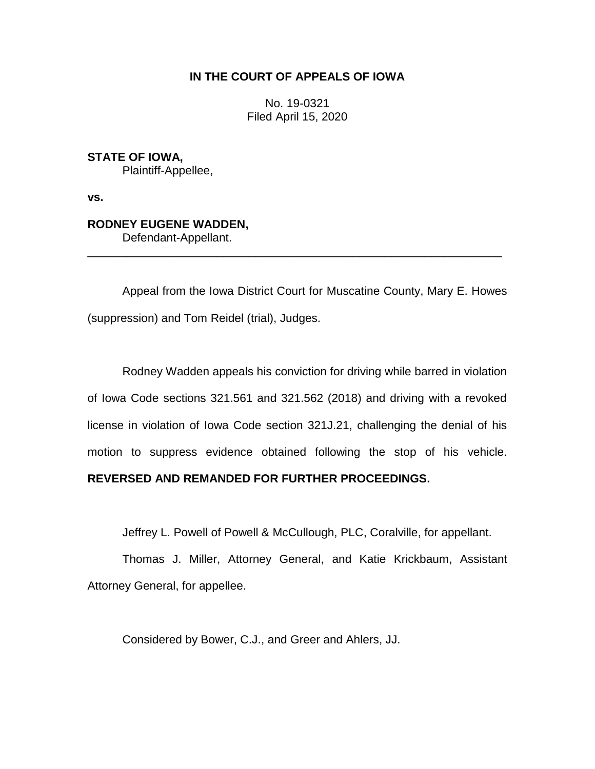**IN THE COURT OF APPEALS OF IOWA**

No. 19-0321
Filed April 15, 2020

**STATE OF IOWA,**
Plaintiff-Appellee,

**vs.**

**RODNEY EUGENE WADDEN,**
Defendant-Appellant.

---

Appeal from the Iowa District Court for Muscatine County, Mary E. Howes (suppression) and Tom Reidel (trial), Judges.

Rodney Wadden appeals his conviction for driving while barred in violation of Iowa Code sections 321.561 and 321.562 (2018) and driving with a revoked license in violation of Iowa Code section 321J.21, challenging the denial of his motion to suppress evidence obtained following the stop of his vehicle. **REVERSED AND REMANDED FOR FURTHER PROCEEDINGS.**

Jeffrey L. Powell of Powell & McCullough, PLC, Coralville, for appellant.

Thomas J. Miller, Attorney General, and Katie Krickbaum, Assistant Attorney General, for appellee.

Considered by Bower, C.J., and Greer and Ahlers, JJ.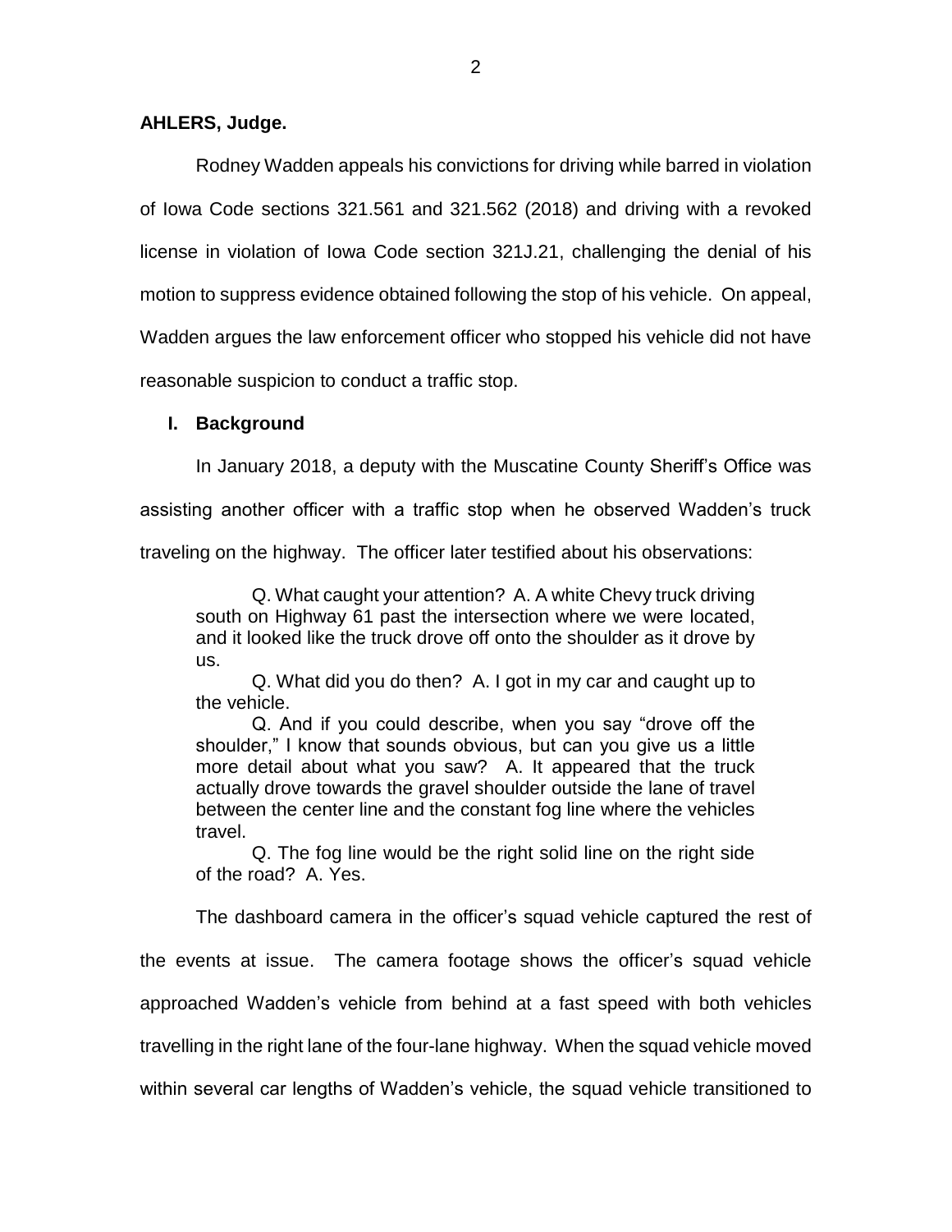**AHLERS, Judge.**

Rodney Wadden appeals his convictions for driving while barred in violation of Iowa Code sections 321.561 and 321.562 (2018) and driving with a revoked license in violation of Iowa Code section 321J.21, challenging the denial of his motion to suppress evidence obtained following the stop of his vehicle. On appeal, Wadden argues the law enforcement officer who stopped his vehicle did not have reasonable suspicion to conduct a traffic stop.

## I. Background

In January 2018, a deputy with the Muscatine County Sheriff's Office was assisting another officer with a traffic stop when he observed Wadden's truck traveling on the highway. The officer later testified about his observations:

> Q. What caught your attention? A. A white Chevy truck driving south on Highway 61 past the intersection where we were located, and it looked like the truck drove off onto the shoulder as it drove by us.
>
> Q. What did you do then? A. I got in my car and caught up to the vehicle.
>
> Q. And if you could describe, when you say "drove off the shoulder," I know that sounds obvious, but can you give us a little more detail about what you saw? A. It appeared that the truck actually drove towards the gravel shoulder outside the lane of travel between the center line and the constant fog line where the vehicles travel.
>
> Q. The fog line would be the right solid line on the right side of the road? A. Yes.

The dashboard camera in the officer's squad vehicle captured the rest of the events at issue. The camera footage shows the officer's squad vehicle approached Wadden's vehicle from behind at a fast speed with both vehicles travelling in the right lane of the four-lane highway. When the squad vehicle moved within several car lengths of Wadden's vehicle, the squad vehicle transitioned to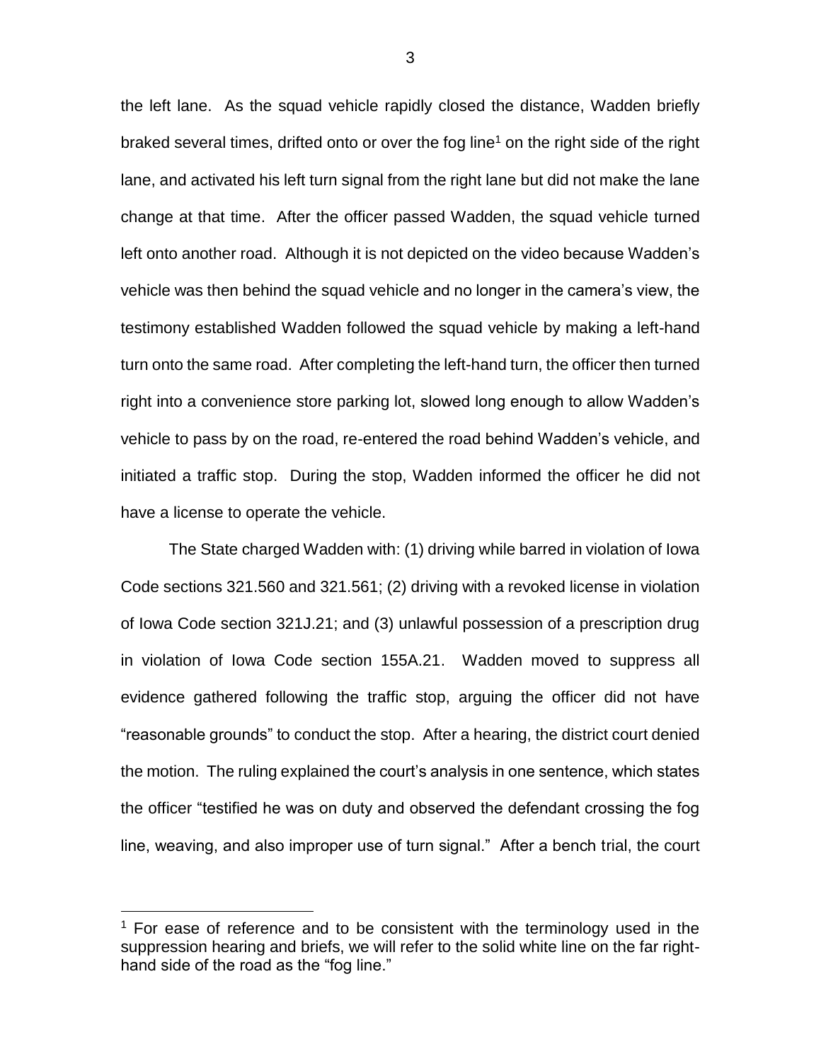the left lane. As the squad vehicle rapidly closed the distance, Wadden briefly braked several times, drifted onto or over the fog line[1] on the right side of the right lane, and activated his left turn signal from the right lane but did not make the lane change at that time. After the officer passed Wadden, the squad vehicle turned left onto another road. Although it is not depicted on the video because Wadden's vehicle was then behind the squad vehicle and no longer in the camera's view, the testimony established Wadden followed the squad vehicle by making a left-hand turn onto the same road. After completing the left-hand turn, the officer then turned right into a convenience store parking lot, slowed long enough to allow Wadden's vehicle to pass by on the road, re-entered the road behind Wadden's vehicle, and initiated a traffic stop. During the stop, Wadden informed the officer he did not have a license to operate the vehicle.

The State charged Wadden with: (1) driving while barred in violation of Iowa Code sections 321.560 and 321.561; (2) driving with a revoked license in violation of Iowa Code section 321J.21; and (3) unlawful possession of a prescription drug in violation of Iowa Code section 155A.21. Wadden moved to suppress all evidence gathered following the traffic stop, arguing the officer did not have "reasonable grounds" to conduct the stop. After a hearing, the district court denied the motion. The ruling explained the court's analysis in one sentence, which states the officer "testified he was on duty and observed the defendant crossing the fog line, weaving, and also improper use of turn signal." After a bench trial, the court

[1] For ease of reference and to be consistent with the terminology used in the suppression hearing and briefs, we will refer to the solid white line on the far right-hand side of the road as the "fog line."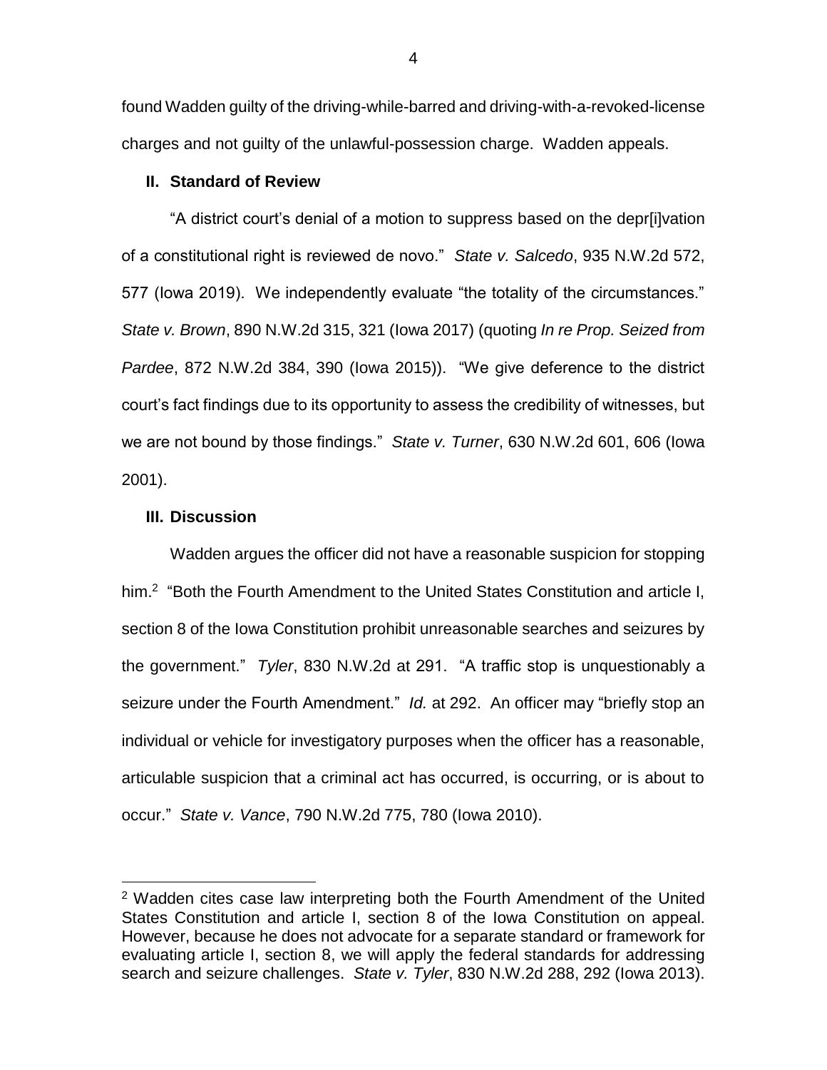found Wadden guilty of the driving-while-barred and driving-with-a-revoked-license charges and not guilty of the unlawful-possession charge. Wadden appeals.

## II. Standard of Review

"A district court's denial of a motion to suppress based on the depr[i]vation of a constitutional right is reviewed de novo." *State v. Salcedo*, 935 N.W.2d 572, 577 (Iowa 2019). We independently evaluate "the totality of the circumstances." *State v. Brown*, 890 N.W.2d 315, 321 (Iowa 2017) (quoting *In re Prop. Seized from Pardee*, 872 N.W.2d 384, 390 (Iowa 2015)). "We give deference to the district court's fact findings due to its opportunity to assess the credibility of witnesses, but we are not bound by those findings." *State v. Turner*, 630 N.W.2d 601, 606 (Iowa 2001).

## III. Discussion

Wadden argues the officer did not have a reasonable suspicion for stopping him.[2] "Both the Fourth Amendment to the United States Constitution and article I, section 8 of the Iowa Constitution prohibit unreasonable searches and seizures by the government." *Tyler*, 830 N.W.2d at 291. "A traffic stop is unquestionably a seizure under the Fourth Amendment." *Id.* at 292. An officer may "briefly stop an individual or vehicle for investigatory purposes when the officer has a reasonable, articulable suspicion that a criminal act has occurred, is occurring, or is about to occur." *State v. Vance*, 790 N.W.2d 775, 780 (Iowa 2010).

---

[2] Wadden cites case law interpreting both the Fourth Amendment of the United States Constitution and article I, section 8 of the Iowa Constitution on appeal. However, because he does not advocate for a separate standard or framework for evaluating article I, section 8, we will apply the federal standards for addressing search and seizure challenges. *State v. Tyler*, 830 N.W.2d 288, 292 (Iowa 2013).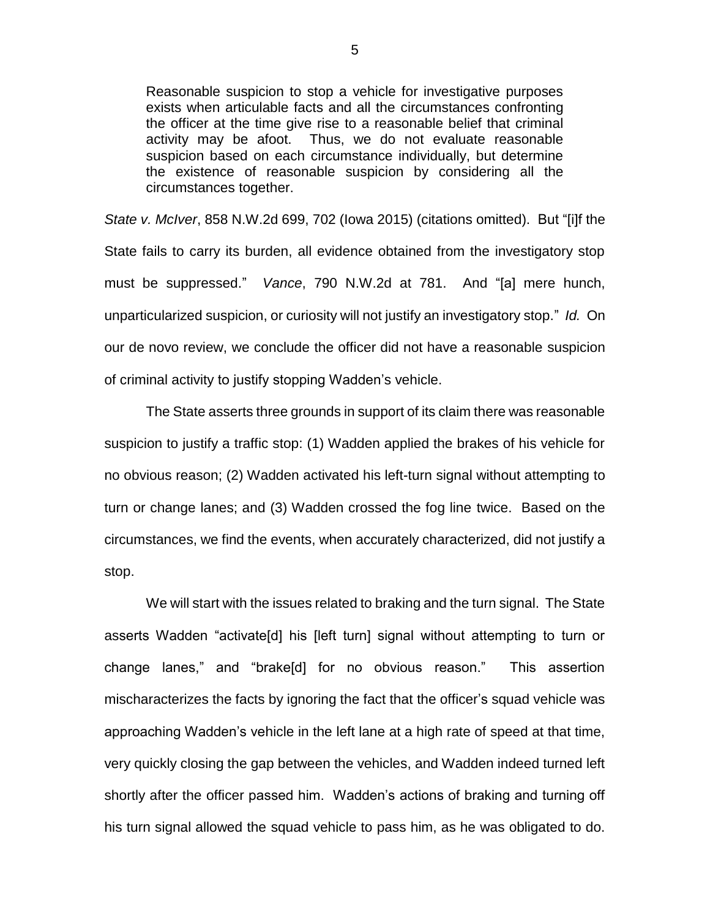> Reasonable suspicion to stop a vehicle for investigative purposes exists when articulable facts and all the circumstances confronting the officer at the time give rise to a reasonable belief that criminal activity may be afoot. Thus, we do not evaluate reasonable suspicion based on each circumstance individually, but determine the existence of reasonable suspicion by considering all the circumstances together.

*State v. McIver*, 858 N.W.2d 699, 702 (Iowa 2015) (citations omitted). But "[i]f the State fails to carry its burden, all evidence obtained from the investigatory stop must be suppressed." *Vance*, 790 N.W.2d at 781. And "[a] mere hunch, unparticularized suspicion, or curiosity will not justify an investigatory stop." *Id.* On our de novo review, we conclude the officer did not have a reasonable suspicion of criminal activity to justify stopping Wadden's vehicle.

The State asserts three grounds in support of its claim there was reasonable suspicion to justify a traffic stop: (1) Wadden applied the brakes of his vehicle for no obvious reason; (2) Wadden activated his left-turn signal without attempting to turn or change lanes; and (3) Wadden crossed the fog line twice. Based on the circumstances, we find the events, when accurately characterized, did not justify a stop.

We will start with the issues related to braking and the turn signal. The State asserts Wadden "activate[d] his [left turn] signal without attempting to turn or change lanes," and "brake[d] for no obvious reason." This assertion mischaracterizes the facts by ignoring the fact that the officer's squad vehicle was approaching Wadden's vehicle in the left lane at a high rate of speed at that time, very quickly closing the gap between the vehicles, and Wadden indeed turned left shortly after the officer passed him. Wadden's actions of braking and turning off his turn signal allowed the squad vehicle to pass him, as he was obligated to do.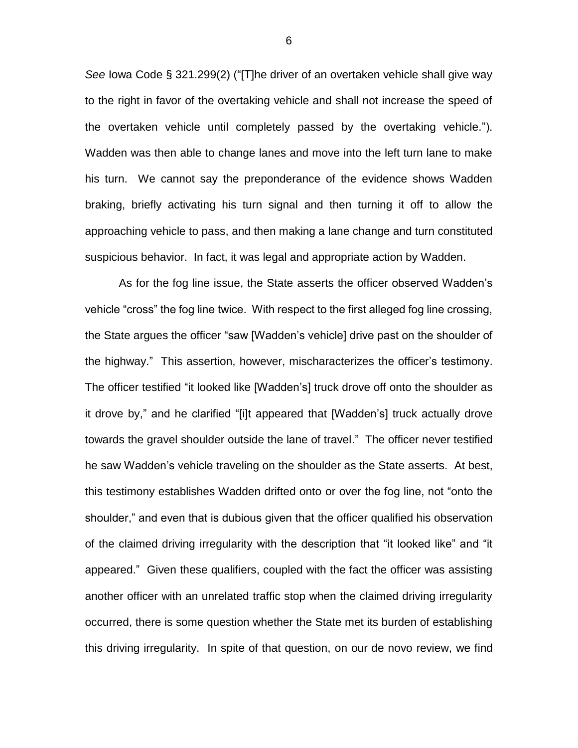*See* Iowa Code § 321.299(2) ("[T]he driver of an overtaken vehicle shall give way to the right in favor of the overtaking vehicle and shall not increase the speed of the overtaken vehicle until completely passed by the overtaking vehicle."). Wadden was then able to change lanes and move into the left turn lane to make his turn. We cannot say the preponderance of the evidence shows Wadden braking, briefly activating his turn signal and then turning it off to allow the approaching vehicle to pass, and then making a lane change and turn constituted suspicious behavior. In fact, it was legal and appropriate action by Wadden.

As for the fog line issue, the State asserts the officer observed Wadden's vehicle "cross" the fog line twice. With respect to the first alleged fog line crossing, the State argues the officer "saw [Wadden's vehicle] drive past on the shoulder of the highway." This assertion, however, mischaracterizes the officer's testimony. The officer testified "it looked like [Wadden's] truck drove off onto the shoulder as it drove by," and he clarified "[i]t appeared that [Wadden's] truck actually drove towards the gravel shoulder outside the lane of travel." The officer never testified he saw Wadden's vehicle traveling on the shoulder as the State asserts. At best, this testimony establishes Wadden drifted onto or over the fog line, not "onto the shoulder," and even that is dubious given that the officer qualified his observation of the claimed driving irregularity with the description that "it looked like" and "it appeared." Given these qualifiers, coupled with the fact the officer was assisting another officer with an unrelated traffic stop when the claimed driving irregularity occurred, there is some question whether the State met its burden of establishing this driving irregularity. In spite of that question, on our de novo review, we find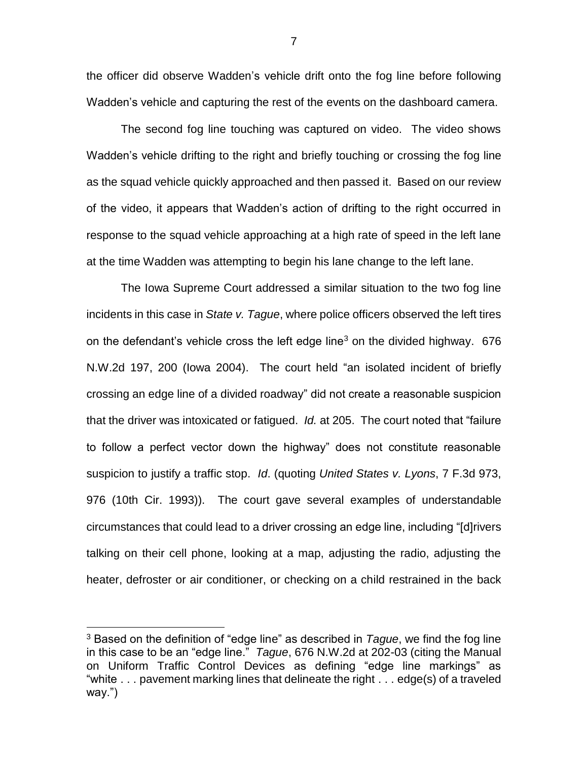the officer did observe Wadden's vehicle drift onto the fog line before following Wadden's vehicle and capturing the rest of the events on the dashboard camera.

The second fog line touching was captured on video. The video shows Wadden's vehicle drifting to the right and briefly touching or crossing the fog line as the squad vehicle quickly approached and then passed it. Based on our review of the video, it appears that Wadden's action of drifting to the right occurred in response to the squad vehicle approaching at a high rate of speed in the left lane at the time Wadden was attempting to begin his lane change to the left lane.

The Iowa Supreme Court addressed a similar situation to the two fog line incidents in this case in *State v. Tague*, where police officers observed the left tires on the defendant's vehicle cross the left edge line[3] on the divided highway. 676 N.W.2d 197, 200 (Iowa 2004). The court held "an isolated incident of briefly crossing an edge line of a divided roadway" did not create a reasonable suspicion that the driver was intoxicated or fatigued. *Id.* at 205. The court noted that "failure to follow a perfect vector down the highway" does not constitute reasonable suspicion to justify a traffic stop. *Id*. (quoting *United States v. Lyons*, 7 F.3d 973, 976 (10th Cir. 1993)). The court gave several examples of understandable circumstances that could lead to a driver crossing an edge line, including "[d]rivers talking on their cell phone, looking at a map, adjusting the radio, adjusting the heater, defroster or air conditioner, or checking on a child restrained in the back

---

[3] Based on the definition of "edge line" as described in *Tague*, we find the fog line in this case to be an "edge line." *Tague*, 676 N.W.2d at 202-03 (citing the Manual on Uniform Traffic Control Devices as defining "edge line markings" as "white . . . pavement marking lines that delineate the right . . . edge(s) of a traveled way.")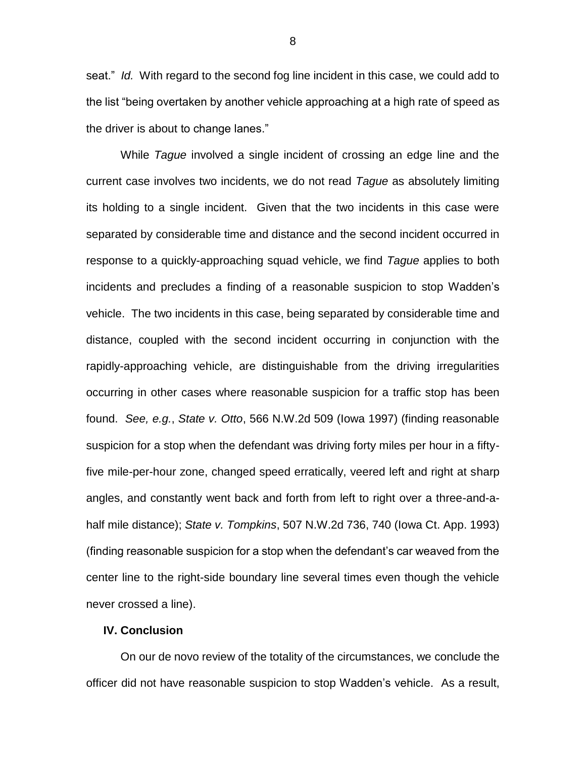seat." *Id.* With regard to the second fog line incident in this case, we could add to the list "being overtaken by another vehicle approaching at a high rate of speed as the driver is about to change lanes."

While *Tague* involved a single incident of crossing an edge line and the current case involves two incidents, we do not read *Tague* as absolutely limiting its holding to a single incident. Given that the two incidents in this case were separated by considerable time and distance and the second incident occurred in response to a quickly-approaching squad vehicle, we find *Tague* applies to both incidents and precludes a finding of a reasonable suspicion to stop Wadden's vehicle. The two incidents in this case, being separated by considerable time and distance, coupled with the second incident occurring in conjunction with the rapidly-approaching vehicle, are distinguishable from the driving irregularities occurring in other cases where reasonable suspicion for a traffic stop has been found. *See, e.g.*, *State v. Otto*, 566 N.W.2d 509 (Iowa 1997) (finding reasonable suspicion for a stop when the defendant was driving forty miles per hour in a fifty-five mile-per-hour zone, changed speed erratically, veered left and right at sharp angles, and constantly went back and forth from left to right over a three-and-a-half mile distance); *State v. Tompkins*, 507 N.W.2d 736, 740 (Iowa Ct. App. 1993) (finding reasonable suspicion for a stop when the defendant's car weaved from the center line to the right-side boundary line several times even though the vehicle never crossed a line).

## IV. Conclusion

On our de novo review of the totality of the circumstances, we conclude the officer did not have reasonable suspicion to stop Wadden's vehicle. As a result,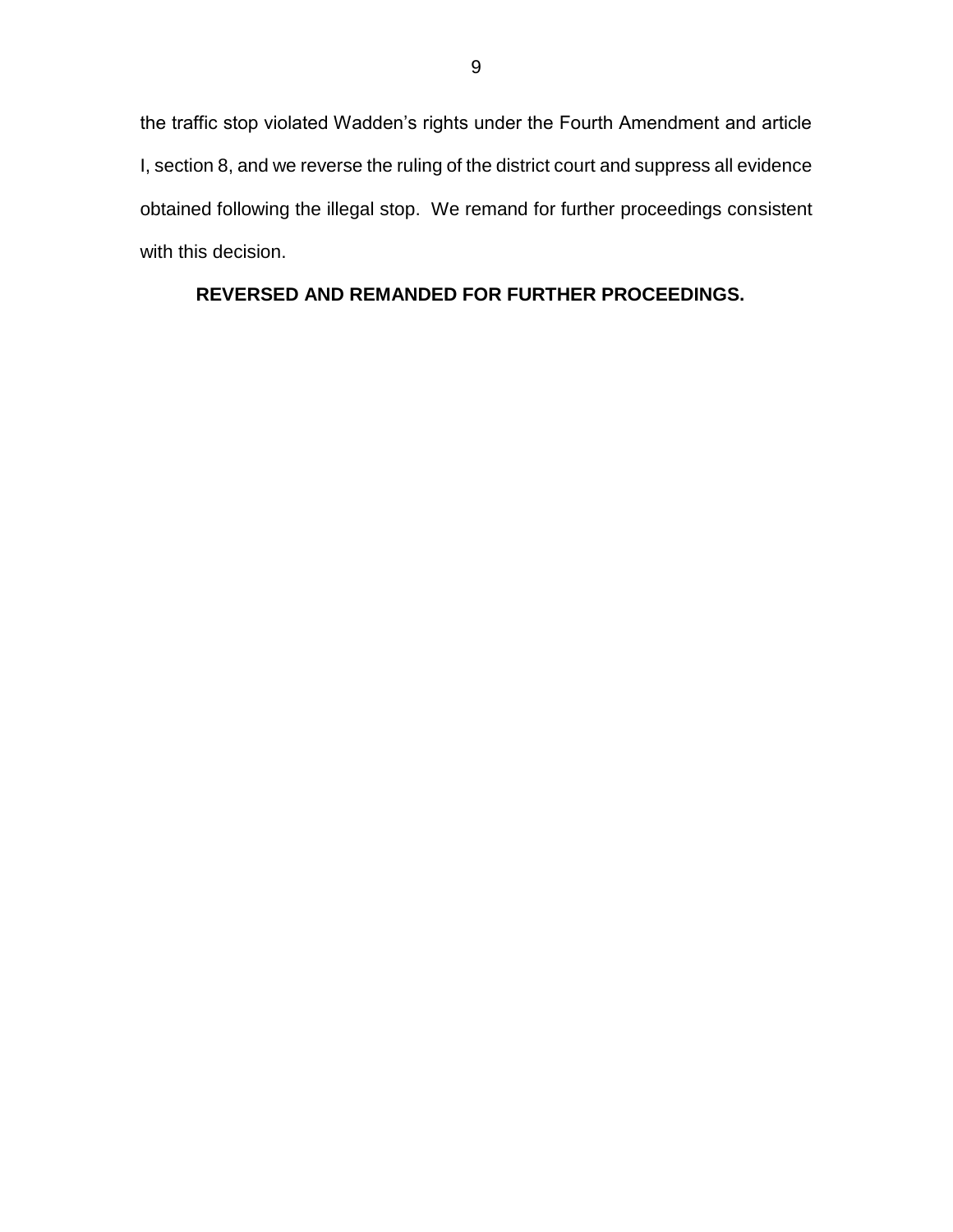the traffic stop violated Wadden's rights under the Fourth Amendment and article I, section 8, and we reverse the ruling of the district court and suppress all evidence obtained following the illegal stop. We remand for further proceedings consistent with this decision.

**REVERSED AND REMANDED FOR FURTHER PROCEEDINGS.**